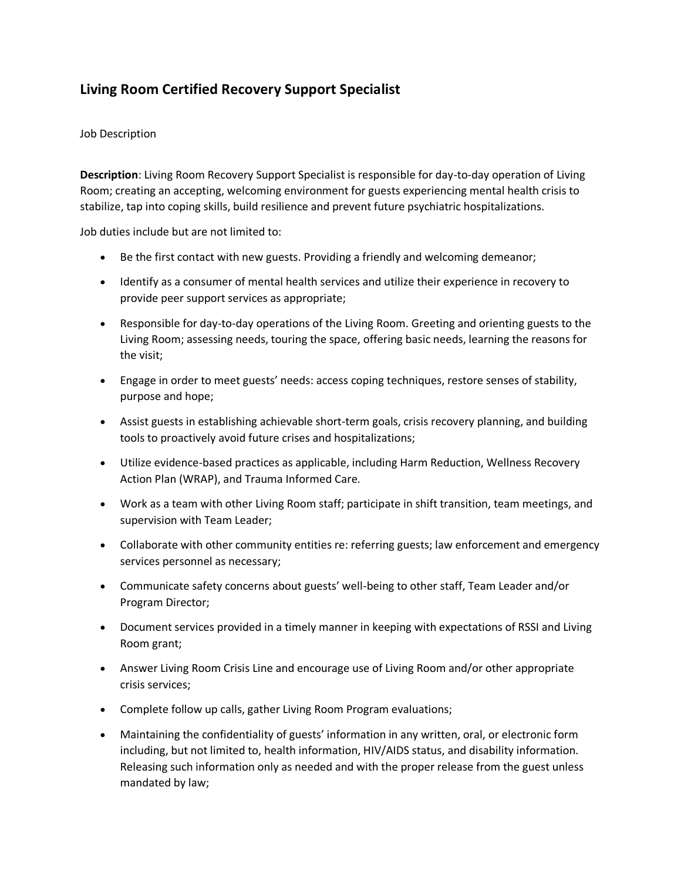# Living Room Certified Recovery Support Specialist

Job Description

**Description**: Living Room Recovery Support Specialist is responsible for day-to-day operation of Living Room; creating an accepting, welcoming environment for guests experiencing mental health crisis to stabilize, tap into coping skills, build resilience and prevent future psychiatric hospitalizations.

Job duties include but are not limited to:

- Be the first contact with new guests. Providing a friendly and welcoming demeanor;
- Identify as a consumer of mental health services and utilize their experience in recovery to provide peer support services as appropriate;
- Responsible for day-to-day operations of the Living Room. Greeting and orienting guests to the Living Room; assessing needs, touring the space, offering basic needs, learning the reasons for the visit;
- Engage in order to meet guests' needs: access coping techniques, restore senses of stability, purpose and hope;
- Assist guests in establishing achievable short-term goals, crisis recovery planning, and building tools to proactively avoid future crises and hospitalizations;
- Utilize evidence-based practices as applicable, including Harm Reduction, Wellness Recovery Action Plan (WRAP), and Trauma Informed Care.
- Work as a team with other Living Room staff; participate in shift transition, team meetings, and supervision with Team Leader;
- Collaborate with other community entities re: referring guests; law enforcement and emergency services personnel as necessary;
- Communicate safety concerns about guests' well-being to other staff, Team Leader and/or Program Director;
- Document services provided in a timely manner in keeping with expectations of RSSI and Living Room grant;
- Answer Living Room Crisis Line and encourage use of Living Room and/or other appropriate crisis services;
- Complete follow up calls, gather Living Room Program evaluations;
- Maintaining the confidentiality of guests' information in any written, oral, or electronic form including, but not limited to, health information, HIV/AIDS status, and disability information. Releasing such information only as needed and with the proper release from the guest unless mandated by law;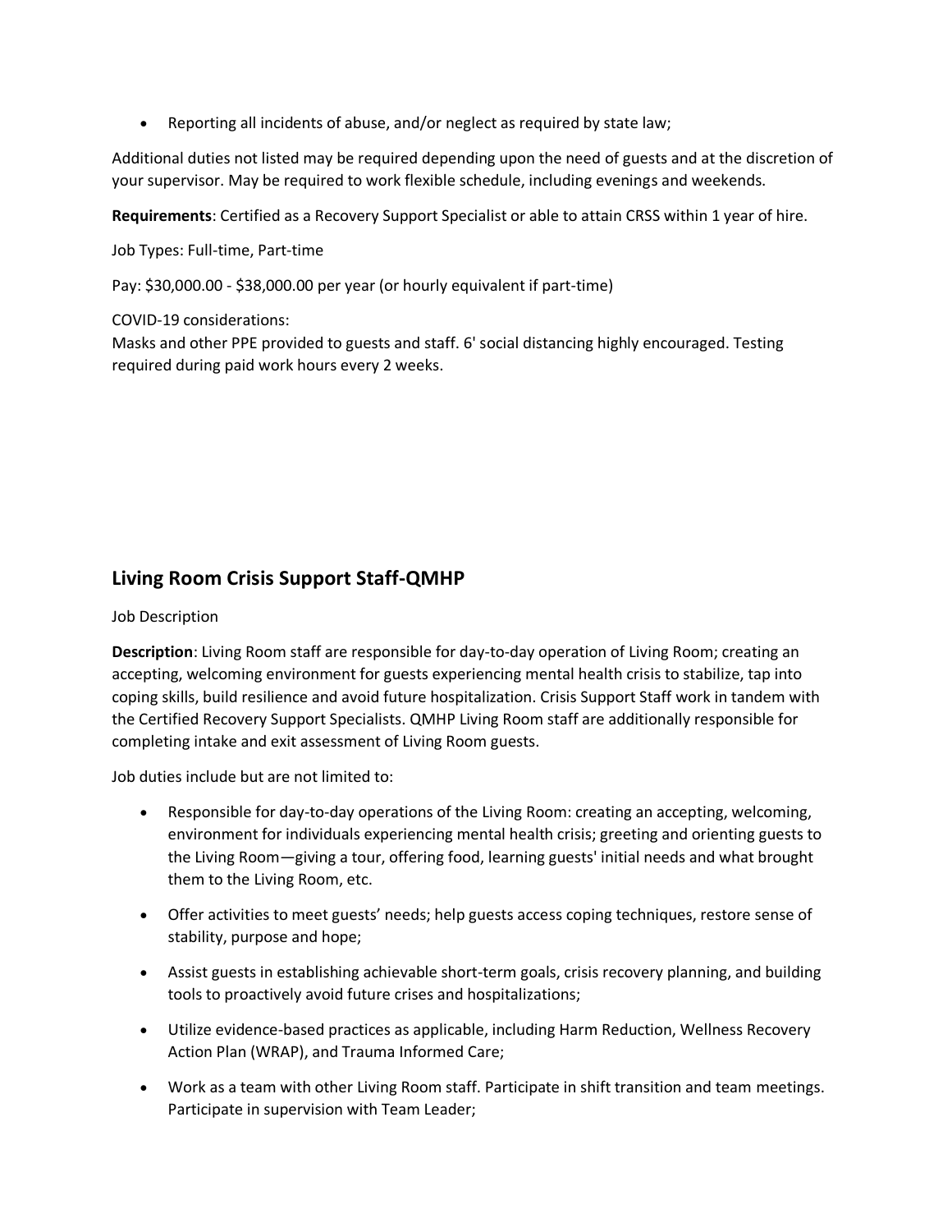- Reporting all incidents of abuse, and/or neglect as required by state law;

Additional duties not listed may be required depending upon the need of guests and at the discretion of your supervisor. May be required to work flexible schedule, including evenings and weekends.

**Requirements**: Certified as a Recovery Support Specialist or able to attain CRSS within 1 year of hire.

Job Types: Full-time, Part-time

Pay: $30,000.00 - $38,000.00 per year (or hourly equivalent if part-time)

COVID-19 considerations:
Masks and other PPE provided to guests and staff. 6' social distancing highly encouraged. Testing required during paid work hours every 2 weeks.

## Living Room Crisis Support Staff-QMHP

Job Description

**Description**: Living Room staff are responsible for day-to-day operation of Living Room; creating an accepting, welcoming environment for guests experiencing mental health crisis to stabilize, tap into coping skills, build resilience and avoid future hospitalization. Crisis Support Staff work in tandem with the Certified Recovery Support Specialists. QMHP Living Room staff are additionally responsible for completing intake and exit assessment of Living Room guests.

Job duties include but are not limited to:

- Responsible for day-to-day operations of the Living Room: creating an accepting, welcoming, environment for individuals experiencing mental health crisis; greeting and orienting guests to the Living Room—giving a tour, offering food, learning guests' initial needs and what brought them to the Living Room, etc.
- Offer activities to meet guests' needs; help guests access coping techniques, restore sense of stability, purpose and hope;
- Assist guests in establishing achievable short-term goals, crisis recovery planning, and building tools to proactively avoid future crises and hospitalizations;
- Utilize evidence-based practices as applicable, including Harm Reduction, Wellness Recovery Action Plan (WRAP), and Trauma Informed Care;
- Work as a team with other Living Room staff. Participate in shift transition and team meetings. Participate in supervision with Team Leader;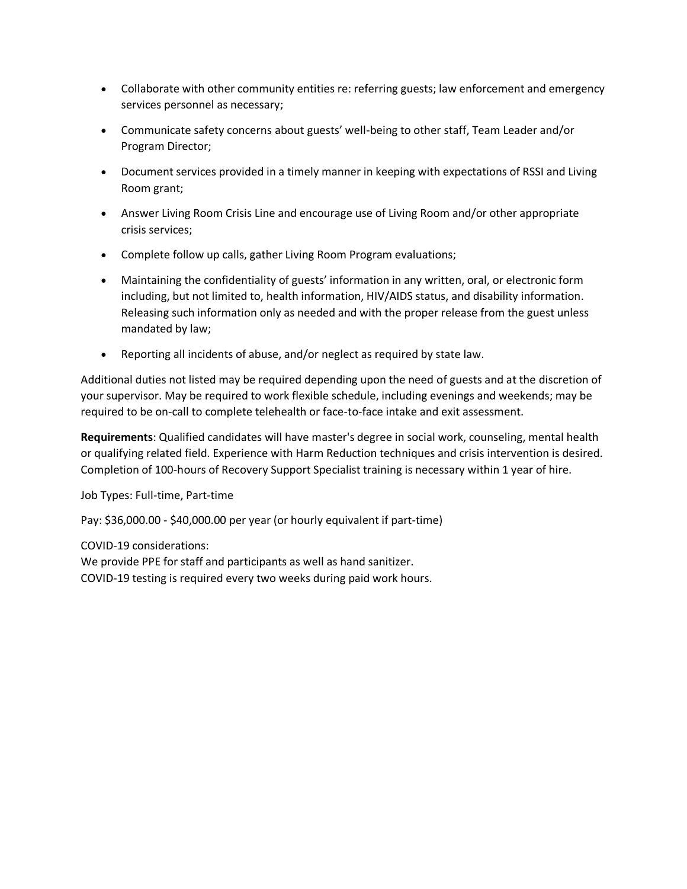- Collaborate with other community entities re: referring guests; law enforcement and emergency services personnel as necessary;
- Communicate safety concerns about guests' well-being to other staff, Team Leader and/or Program Director;
- Document services provided in a timely manner in keeping with expectations of RSSI and Living Room grant;
- Answer Living Room Crisis Line and encourage use of Living Room and/or other appropriate crisis services;
- Complete follow up calls, gather Living Room Program evaluations;
- Maintaining the confidentiality of guests' information in any written, oral, or electronic form including, but not limited to, health information, HIV/AIDS status, and disability information. Releasing such information only as needed and with the proper release from the guest unless mandated by law;
- Reporting all incidents of abuse, and/or neglect as required by state law.

Additional duties not listed may be required depending upon the need of guests and at the discretion of your supervisor. May be required to work flexible schedule, including evenings and weekends; may be required to be on-call to complete telehealth or face-to-face intake and exit assessment.

**Requirements**: Qualified candidates will have master's degree in social work, counseling, mental health or qualifying related field. Experience with Harm Reduction techniques and crisis intervention is desired. Completion of 100-hours of Recovery Support Specialist training is necessary within 1 year of hire.

Job Types: Full-time, Part-time

Pay: $36,000.00 - $40,000.00 per year (or hourly equivalent if part-time)

COVID-19 considerations:
We provide PPE for staff and participants as well as hand sanitizer.
COVID-19 testing is required every two weeks during paid work hours.